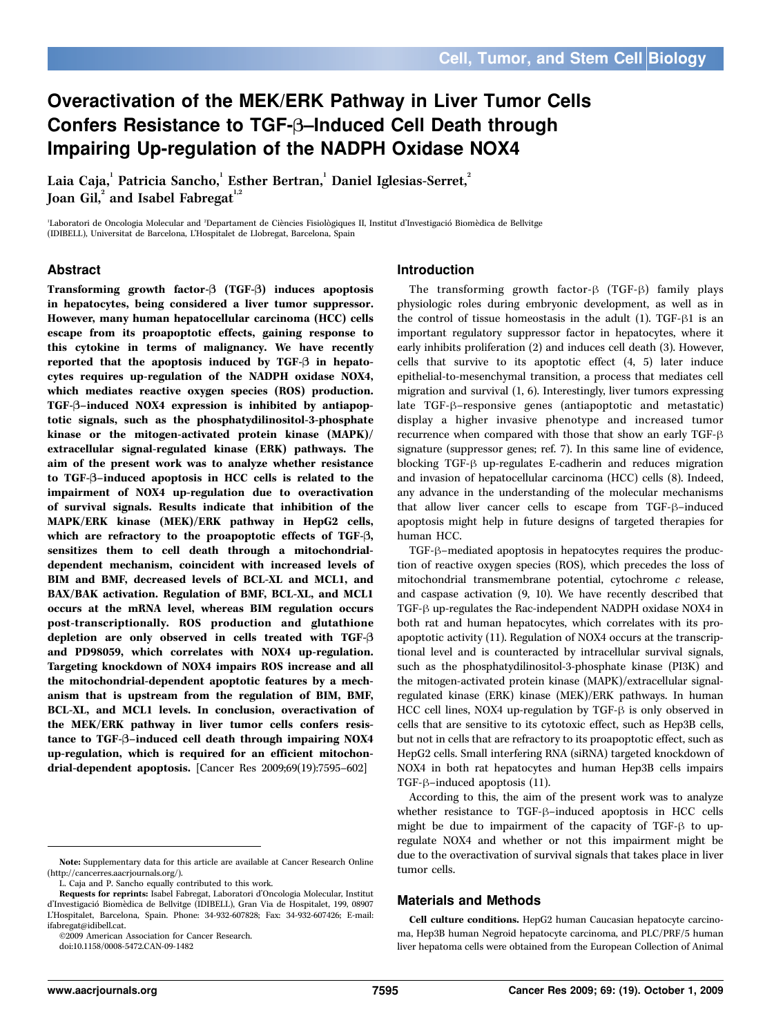# Overactivation of the MEK/ERK Pathway in Liver Tumor Cells Confers Resistance to TGF-β–Induced Cell Death through Impairing Up-regulation of the NADPH Oxidase NOX4

Laia Caja,[1] Patricia Sancho,[1] Esther Bertran,[1] Daniel Iglesias-Serret,[2] Joan Gil,[2] and Isabel Fabregat[1,2]

[1]Laboratori de Oncologia Molecular and [2]Departament de Ciències Fisiològiques II, Institut d'Investigació Biomèdica de Bellvitge (IDIBELL), Universitat de Barcelona, L'Hospitalet de Llobregat, Barcelona, Spain

## Abstract

**Transforming growth factor-β (TGF-β) induces apoptosis in hepatocytes, being considered a liver tumor suppressor. However, many human hepatocellular carcinoma (HCC) cells escape from its proapoptotic effects, gaining response to this cytokine in terms of malignancy. We have recently reported that the apoptosis induced by TGF-β in hepatocytes requires up-regulation of the NADPH oxidase NOX4, which mediates reactive oxygen species (ROS) production. TGF-β–induced NOX4 expression is inhibited by antiapoptotic signals, such as the phosphatydilinositol-3-phosphate kinase or the mitogen-activated protein kinase (MAPK)/extracellular signal-regulated kinase (ERK) pathways. The aim of the present work was to analyze whether resistance to TGF-β–induced apoptosis in HCC cells is related to the impairment of NOX4 up-regulation due to overactivation of survival signals. Results indicate that inhibition of the MAPK/ERK kinase (MEK)/ERK pathway in HepG2 cells, which are refractory to the proapoptotic effects of TGF-β, sensitizes them to cell death through a mitochondrial-dependent mechanism, coincident with increased levels of BIM and BMF, decreased levels of BCL-XL and MCL1, and BAX/BAK activation. Regulation of BMF, BCL-XL, and MCL1 occurs at the mRNA level, whereas BIM regulation occurs post-transcriptionally. ROS production and glutathione depletion are only observed in cells treated with TGF-β and PD98059, which correlates with NOX4 up-regulation. Targeting knockdown of NOX4 impairs ROS increase and all the mitochondrial-dependent apoptotic features by a mechanism that is upstream from the regulation of BIM, BMF, BCL-XL, and MCL1 levels. In conclusion, overactivation of the MEK/ERK pathway in liver tumor cells confers resistance to TGF-β–induced cell death through impairing NOX4 up-regulation, which is required for an efficient mitochondrial-dependent apoptosis.** [Cancer Res 2009;69(19):7595–602]

## Introduction

The transforming growth factor-β (TGF-β) family plays physiologic roles during embryonic development, as well as in the control of tissue homeostasis in the adult (1). TGF-β1 is an important regulatory suppressor factor in hepatocytes, where it early inhibits proliferation (2) and induces cell death (3). However, cells that survive to its apoptotic effect (4, 5) later induce epithelial-to-mesenchymal transition, a process that mediates cell migration and survival (1, 6). Interestingly, liver tumors expressing late TGF-β–responsive genes (antiapoptotic and metastatic) display a higher invasive phenotype and increased tumor recurrence when compared with those that show an early TGF-β signature (suppressor genes; ref. 7). In this same line of evidence, blocking TGF-β up-regulates E-cadherin and reduces migration and invasion of hepatocellular carcinoma (HCC) cells (8). Indeed, any advance in the understanding of the molecular mechanisms that allow liver cancer cells to escape from TGF-β–induced apoptosis might help in future designs of targeted therapies for human HCC.

TGF-β–mediated apoptosis in hepatocytes requires the production of reactive oxygen species (ROS), which precedes the loss of mitochondrial transmembrane potential, cytochrome *c* release, and caspase activation (9, 10). We have recently described that TGF-β up-regulates the Rac-independent NADPH oxidase NOX4 in both rat and human hepatocytes, which correlates with its proapoptotic activity (11). Regulation of NOX4 occurs at the transcriptional level and is counteracted by intracellular survival signals, such as the phosphatydilinositol-3-phosphate kinase (PI3K) and the mitogen-activated protein kinase (MAPK)/extracellular signal-regulated kinase (ERK) kinase (MEK)/ERK pathways. In human HCC cell lines, NOX4 up-regulation by TGF-β is only observed in cells that are sensitive to its cytotoxic effect, such as Hep3B cells, but not in cells that are refractory to its proapoptotic effect, such as HepG2 cells. Small interfering RNA (siRNA) targeted knockdown of NOX4 in both rat hepatocytes and human Hep3B cells impairs TGF-β–induced apoptosis (11).

According to this, the aim of the present work was to analyze whether resistance to TGF-β–induced apoptosis in HCC cells might be due to impairment of the capacity of TGF-β to up-regulate NOX4 and whether or not this impairment might be due to the overactivation of survival signals that takes place in liver tumor cells.

## Materials and Methods

**Cell culture conditions.** HepG2 human Caucasian hepatocyte carcinoma, Hep3B human Negroid hepatocyte carcinoma, and PLC/PRF/5 human liver hepatoma cells were obtained from the European Collection of Animal

---

**Note:** Supplementary data for this article are available at Cancer Research Online (http://cancerres.aacrjournals.org/).

L. Caja and P. Sancho equally contributed to this work.

**Requests for reprints:** Isabel Fabregat, Laboratori d'Oncologia Molecular, Institut d'Investigació Biomèdica de Bellvitge (IDIBELL), Gran Via de Hospitalet, 199, 08907 L'Hospitalet, Barcelona, Spain. Phone: 34-932-607828; Fax: 34-932-607426; E-mail: ifabregat@idibell.cat.

©2009 American Association for Cancer Research.

doi:10.1158/0008-5472.CAN-09-1482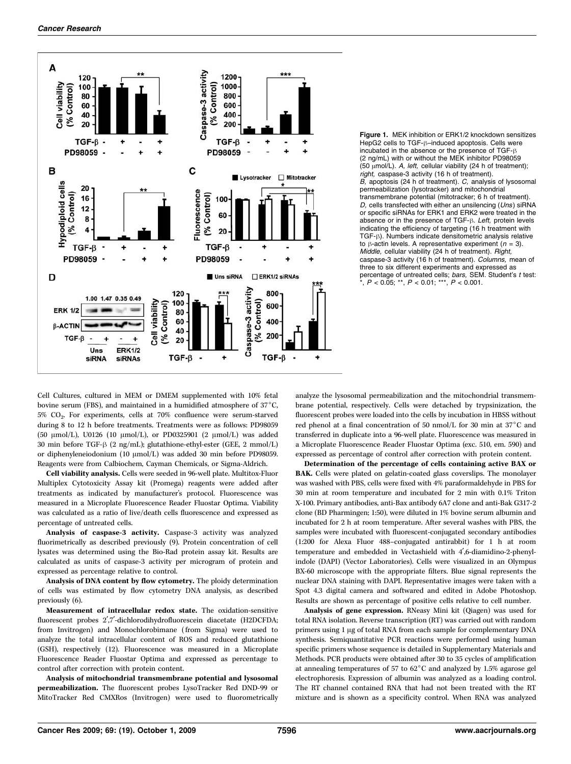**Figure 1.** MEK inhibition or ERK1/2 knockdown sensitizes HepG2 cells to TGF-β–induced apoptosis. Cells were incubated in the absence or the presence of TGF-β (2 ng/mL) with or without the MEK inhibitor PD98059 (50 μmol/L). *A, left,* cellular viability (24 h of treatment); *right,* caspase-3 activity (16 h of treatment). *B,* apoptosis (24 h of treatment). *C,* analysis of lysosomal permeabilization (lysotracker) and mitochondrial transmembrane potential (mitotracker; 6 h of treatment). *D,* cells transfected with either an unsilencing (*Uns*) siRNA or specific siRNAs for ERK1 and ERK2 were treated in the absence or in the presence of TGF-β. *Left,* protein levels indicating the efficiency of targeting (16 h treatment with TGF-β). Numbers indicate densitometric analysis relative to β-actin levels. A representative experiment ($n = 3$). *Middle,* cellular viability (24 h of treatment). *Right,* caspase-3 activity (16 h of treatment). *Columns,* mean of three to six different experiments and expressed as percentage of untreated cells; *bars,* SEM. Student's *t* test: *, $P < 0.05$; **, $P < 0.01$; ***, $P < 0.001$.

Cell Cultures, cultured in MEM or DMEM supplemented with 10% fetal bovine serum (FBS), and maintained in a humidified atmosphere of 37°C, 5% $CO_2$. For experiments, cells at 70% confluence were serum-starved during 8 to 12 h before treatments. Treatments were as follows: PD98059 (50 μmol/L), U0126 (10 μmol/L), or PD0325901 (2 μmol/L) was added 30 min before TGF-β (2 ng/mL); glutathione-ethyl-ester (GEE, 2 mmol/L) or diphenyleneiodonium (10 μmol/L) was added 30 min before PD98059. Reagents were from Calbiochem, Cayman Chemicals, or Sigma-Aldrich.

**Cell viability analysis.** Cells were seeded in 96-well plate. Multitox-Fluor Multiplex Cytotoxicity Assay kit (Promega) reagents were added after treatments as indicated by manufacturer's protocol. Fluorescence was measured in a Microplate Fluorescence Reader Fluostar Optima. Viability was calculated as a ratio of live/death cells fluorescence and expressed as percentage of untreated cells.

**Analysis of caspase-3 activity.** Caspase-3 activity was analyzed fluorimetrically as described previously (9). Protein concentration of cell lysates was determined using the Bio-Rad protein assay kit. Results are calculated as units of caspase-3 activity per microgram of protein and expressed as percentage relative to control.

**Analysis of DNA content by flow cytometry.** The ploidy determination of cells was estimated by flow cytometry DNA analysis, as described previously (6).

**Measurement of intracellular redox state.** The oxidation-sensitive fluorescent probes 2′,7′-dichlorodihydrofluorescein diacetate (H2DCFDA; from Invitrogen) and Monochlorobimane (from Sigma) were used to analyze the total intracellular content of ROS and reduced glutathione (GSH), respectively (12). Fluorescence was measured in a Microplate Fluorescence Reader Fluostar Optima and expressed as percentage to control after correction with protein content.

**Analysis of mitochondrial transmembrane potential and lysosomal permeabilization.** The fluorescent probes LysoTracker Red DND-99 or MitoTracker Red CMXRos (Invitrogen) were used to fluorometrically analyze the lysosomal permeabilization and the mitochondrial transmembrane potential, respectively. Cells were detached by trypsinization, the fluorescent probes were loaded into the cells by incubation in HBSS without red phenol at a final concentration of 50 nmol/L for 30 min at 37°C and transferred in duplicate into a 96-well plate. Fluorescence was measured in a Microplate Fluorescence Reader Fluostar Optima (exc. 510, em. 590) and expressed as percentage of control after correction with protein content.

**Determination of the percentage of cells containing active BAX or BAK.** Cells were plated on gelatin-coated glass coverslips. The monolayer was washed with PBS, cells were fixed with 4% paraformaldehyde in PBS for 30 min at room temperature and incubated for 2 min with 0.1% Triton X-100. Primary antibodies, anti-Bax antibody 6A7 clone and anti-Bak G317-2 clone (BD Pharmingen; 1:50), were diluted in 1% bovine serum albumin and incubated for 2 h at room temperature. After several washes with PBS, the samples were incubated with fluorescent-conjugated secondary antibodies (1:200 for Alexa Fluor 488–conjugated antirabbit) for 1 h at room temperature and embedded in Vectashield with 4′,6-diamidino-2-phenylindole (DAPI) (Vector Laboratories). Cells were visualized in an Olympus BX-60 microscope with the appropriate filters. Blue signal represents the nuclear DNA staining with DAPI. Representative images were taken with a Spot 4.3 digital camera and softwared and edited in Adobe Photoshop. Results are shown as percentage of positive cells relative to cell number.

**Analysis of gene expression.** RNeasy Mini kit (Qiagen) was used for total RNA isolation. Reverse transcription (RT) was carried out with random primers using 1 μg of total RNA from each sample for complementary DNA synthesis. Semiquantitative PCR reactions were performed using human specific primers whose sequence is detailed in Supplementary Materials and Methods. PCR products were obtained after 30 to 35 cycles of amplification at annealing temperatures of 57 to 62°C and analyzed by 1.5% agarose gel electrophoresis. Expression of albumin was analyzed as a loading control. The RT channel contained RNA that had not been treated with the RT mixture and is shown as a specificity control. When RNA was analyzed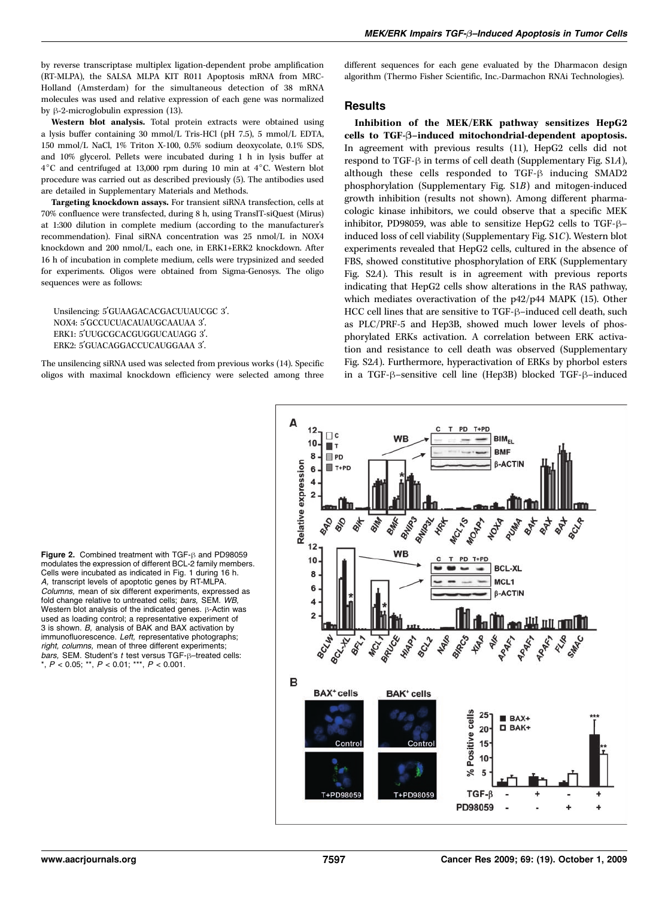by reverse transcriptase multiplex ligation-dependent probe amplification (RT-MLPA), the SALSA MLPA KIT R011 Apoptosis mRNA from MRC-Holland (Amsterdam) for the simultaneous detection of 38 mRNA molecules was used and relative expression of each gene was normalized by β-2-microglobulin expression (13).

**Western blot analysis.** Total protein extracts were obtained using a lysis buffer containing 30 mmol/L Tris-HCl (pH 7.5), 5 mmol/L EDTA, 150 mmol/L NaCl, 1% Triton X-100, 0.5% sodium deoxycolate, 0.1% SDS, and 10% glycerol. Pellets were incubated during 1 h in lysis buffer at 4°C and centrifuged at 13,000 rpm during 10 min at 4°C. Western blot procedure was carried out as described previously (5). The antibodies used are detailed in Supplementary Materials and Methods.

**Targeting knockdown assays.** For transient siRNA transfection, cells at 70% confluence were transfected, during 8 h, using TransIT-siQuest (Mirus) at 1:300 dilution in complete medium (according to the manufacturer's recommendation). Final siRNA concentration was 25 nmol/L in NOX4 knockdown and 200 nmol/L, each one, in ERK1+ERK2 knockdown. After 16 h of incubation in complete medium, cells were trypsinized and seeded for experiments. Oligos were obtained from Sigma-Genosys. The oligo sequences were as follows:

Unsilencing: 5′GUAAGACACGACUUAUCGC 3′.
NOX4: 5′GCCUCUACAUAUGCAAUAA 3′.
ERK1: 5′UUGCGCACGUGGUCAUAGG 3′.
ERK2: 5′GUACAGGACCUCAUGGAAA 3′.

The unsilencing siRNA used was selected from previous works (14). Specific oligos with maximal knockdown efficiency were selected among three different sequences for each gene evaluated by the Dharmacon design algorithm (Thermo Fisher Scientific, Inc.-Darmachon RNAi Technologies).

## Results

**Inhibition of the MEK/ERK pathway sensitizes HepG2 cells to TGF-β–induced mitochondrial-dependent apoptosis.** In agreement with previous results (11), HepG2 cells did not respond to TGF-β in terms of cell death (Supplementary Fig. S1*A*), although these cells responded to TGF-β inducing SMAD2 phosphorylation (Supplementary Fig. S1*B*) and mitogen-induced growth inhibition (results not shown). Among different pharmacologic kinase inhibitors, we could observe that a specific MEK inhibitor, PD98059, was able to sensitize HepG2 cells to TGF-β–induced loss of cell viability (Supplementary Fig. S1*C*). Western blot experiments revealed that HepG2 cells, cultured in the absence of FBS, showed constitutive phosphorylation of ERK (Supplementary Fig. S2*A*). This result is in agreement with previous reports indicating that HepG2 cells show alterations in the RAS pathway, which mediates overactivation of the p42/p44 MAPK (15). Other HCC cell lines that are sensitive to TGF-β–induced cell death, such as PLC/PRF-5 and Hep3B, showed much lower levels of phosphorylated ERKs activation. A correlation between ERK activation and resistance to cell death was observed (Supplementary Fig. S2*A*). Furthermore, hyperactivation of ERKs by phorbol esters in a TGF-β–sensitive cell line (Hep3B) blocked TGF-β–induced

**Figure 2.** Combined treatment with TGF-β and PD98059 modulates the expression of different BCL-2 family members. Cells were incubated as indicated in Fig. 1 during 16 h. *A,* transcript levels of apoptotic genes by RT-MLPA. *Columns,* mean of six different experiments, expressed as fold change relative to untreated cells; *bars,* SEM. *WB,* Western blot analysis of the indicated genes. β-Actin was used as loading control; a representative experiment of 3 is shown. *B,* analysis of BAK and BAX activation by immunofluorescence. *Left,* representative photographs; *right, columns,* mean of three different experiments; *bars,* SEM. Student's *t* test versus TGF-β–treated cells: *, $P < 0.05$; **, $P < 0.01$; ***, $P < 0.001$.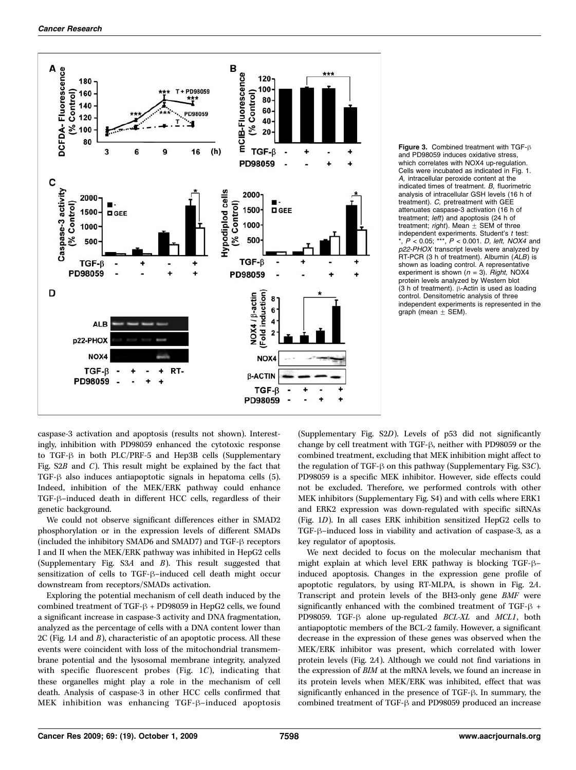**Figure 3.** Combined treatment with TGF-β and PD98059 induces oxidative stress, which correlates with NOX4 up-regulation. Cells were incubated as indicated in Fig. 1. *A,* intracellular peroxide content at the indicated times of treatment. *B,* fluorimetric analysis of intracellular GSH levels (16 h of treatment). *C,* pretreatment with GEE attenuates caspase-3 activation (16 h of treatment; *left*) and apoptosis (24 h of treatment; *right*). Mean ± SEM of three independent experiments. Student's *t* test: *, $P < 0.05$; ***, $P < 0.001$. *D, left, NOX4* and *p22-PHOX* transcript levels were analyzed by RT-PCR (3 h of treatment). Albumin (*ALB*) is shown as loading control. A representative experiment is shown ($n = 3$). *Right,* NOX4 protein levels analyzed by Western blot (3 h of treatment). β-Actin is used as loading control. Densitometric analysis of three independent experiments is represented in the graph (mean ± SEM).

caspase-3 activation and apoptosis (results not shown). Interestingly, inhibition with PD98059 enhanced the cytotoxic response to TGF-β in both PLC/PRF-5 and Hep3B cells (Supplementary Fig. S2*B* and *C*). This result might be explained by the fact that TGF-β also induces antiapoptotic signals in hepatoma cells (5). Indeed, inhibition of the MEK/ERK pathway could enhance TGF-β–induced death in different HCC cells, regardless of their genetic background.

We could not observe significant differences either in SMAD2 phosphorylation or in the expression levels of different SMADs (included the inhibitory SMAD6 and SMAD7) and TGF-β receptors I and II when the MEK/ERK pathway was inhibited in HepG2 cells (Supplementary Fig. S3*A* and *B*). This result suggested that sensitization of cells to TGF-β–induced cell death might occur downstream from receptors/SMADs activation.

Exploring the potential mechanism of cell death induced by the combined treatment of TGF-β + PD98059 in HepG2 cells, we found a significant increase in caspase-3 activity and DNA fragmentation, analyzed as the percentage of cells with a DNA content lower than 2C (Fig. 1*A* and *B*), characteristic of an apoptotic process. All these events were coincident with loss of the mitochondrial transmembrane potential and the lysosomal membrane integrity, analyzed with specific fluorescent probes (Fig. 1*C*), indicating that these organelles might play a role in the mechanism of cell death. Analysis of caspase-3 in other HCC cells confirmed that MEK inhibition was enhancing TGF-β–induced apoptosis (Supplementary Fig. S2*D*). Levels of p53 did not significantly change by cell treatment with TGF-β, neither with PD98059 or the combined treatment, excluding that MEK inhibition might affect to the regulation of TGF-β on this pathway (Supplementary Fig. S3*C*). PD98059 is a specific MEK inhibitor. However, side effects could not be excluded. Therefore, we performed controls with other MEK inhibitors (Supplementary Fig. S4) and with cells where ERK1 and ERK2 expression was down-regulated with specific siRNAs (Fig. 1*D*). In all cases ERK inhibition sensitized HepG2 cells to TGF-β–induced loss in viability and activation of caspase-3, as a key regulator of apoptosis.

We next decided to focus on the molecular mechanism that might explain at which level ERK pathway is blocking TGF-β–induced apoptosis. Changes in the expression gene profile of apoptotic regulators, by using RT-MLPA, is shown in Fig. 2*A*. Transcript and protein levels of the BH3-only gene *BMF* were significantly enhanced with the combined treatment of TGF-β + PD98059. TGF-β alone up-regulated *BCL-XL* and *MCL1*, both antiapoptotic members of the BCL-2 family. However, a significant decrease in the expression of these genes was observed when the MEK/ERK inhibitor was present, which correlated with lower protein levels (Fig. 2*A*). Although we could not find variations in the expression of *BIM* at the mRNA levels, we found an increase in its protein levels when MEK/ERK was inhibited, effect that was significantly enhanced in the presence of TGF-β. In summary, the combined treatment of TGF-β and PD98059 produced an increase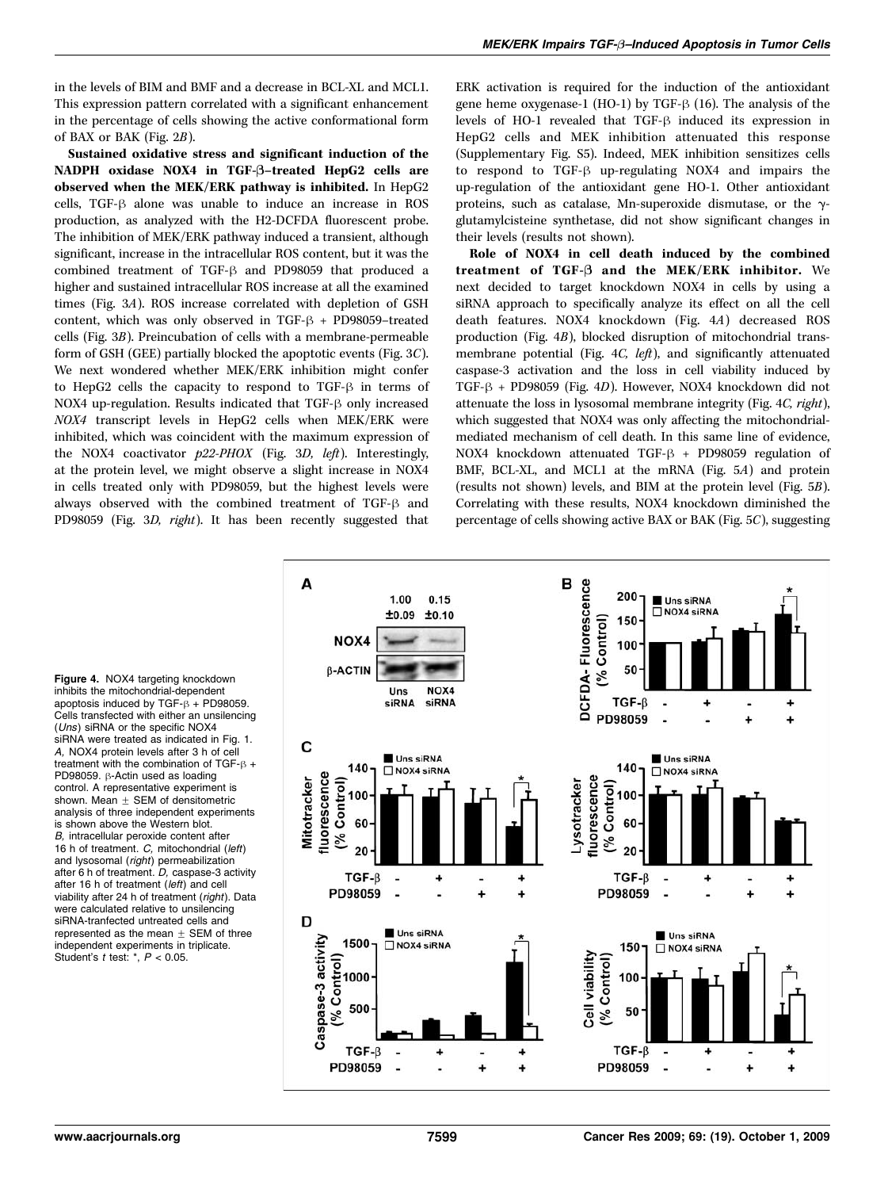in the levels of BIM and BMF and a decrease in BCL-XL and MCL1. This expression pattern correlated with a significant enhancement in the percentage of cells showing the active conformational form of BAX or BAK (Fig. 2*B*).

**Sustained oxidative stress and significant induction of the NADPH oxidase NOX4 in TGF-β–treated HepG2 cells are observed when the MEK/ERK pathway is inhibited.** In HepG2 cells, TGF-β alone was unable to induce an increase in ROS production, as analyzed with the H2-DCFDA fluorescent probe. The inhibition of MEK/ERK pathway induced a transient, although significant, increase in the intracellular ROS content, but it was the combined treatment of TGF-β and PD98059 that produced a higher and sustained intracellular ROS increase at all the examined times (Fig. 3*A*). ROS increase correlated with depletion of GSH content, which was only observed in TGF-β + PD98059–treated cells (Fig. 3*B*). Preincubation of cells with a membrane-permeable form of GSH (GEE) partially blocked the apoptotic events (Fig. 3*C*). We next wondered whether MEK/ERK inhibition might confer to HepG2 cells the capacity to respond to TGF-β in terms of NOX4 up-regulation. Results indicated that TGF-β only increased *NOX4* transcript levels in HepG2 cells when MEK/ERK were inhibited, which was coincident with the maximum expression of the NOX4 coactivator *p22-PHOX* (Fig. 3*D, left*). Interestingly, at the protein level, we might observe a slight increase in NOX4 in cells treated only with PD98059, but the highest levels were always observed with the combined treatment of TGF-β and PD98059 (Fig. 3*D, right*). It has been recently suggested that ERK activation is required for the induction of the antioxidant gene heme oxygenase-1 (HO-1) by TGF-β (16). The analysis of the levels of HO-1 revealed that TGF-β induced its expression in HepG2 cells and MEK inhibition attenuated this response (Supplementary Fig. S5). Indeed, MEK inhibition sensitizes cells to respond to TGF-β up-regulating NOX4 and impairs the up-regulation of the antioxidant gene HO-1. Other antioxidant proteins, such as catalase, Mn-superoxide dismutase, or the γ-glutamylcisteine synthetase, did not show significant changes in their levels (results not shown).

**Role of NOX4 in cell death induced by the combined treatment of TGF-β and the MEK/ERK inhibitor.** We next decided to target knockdown NOX4 in cells by using a siRNA approach to specifically analyze its effect on all the cell death features. NOX4 knockdown (Fig. 4*A*) decreased ROS production (Fig. 4*B*), blocked disruption of mitochondrial transmembrane potential (Fig. 4*C, left*), and significantly attenuated caspase-3 activation and the loss in cell viability induced by TGF-β + PD98059 (Fig. 4*D*). However, NOX4 knockdown did not attenuate the loss in lysosomal membrane integrity (Fig. 4*C, right*), which suggested that NOX4 was only affecting the mitochondrial-mediated mechanism of cell death. In this same line of evidence, NOX4 knockdown attenuated TGF-β + PD98059 regulation of BMF, BCL-XL, and MCL1 at the mRNA (Fig. 5*A*) and protein (results not shown) levels, and BIM at the protein level (Fig. 5*B*). Correlating with these results, NOX4 knockdown diminished the percentage of cells showing active BAX or BAK (Fig. 5*C*), suggesting

**Figure 4.** NOX4 targeting knockdown inhibits the mitochondrial-dependent apoptosis induced by TGF-β + PD98059. Cells transfected with either an unsilencing (*Uns*) siRNA or the specific NOX4 siRNA were treated as indicated in Fig. 1. *A,* NOX4 protein levels after 3 h of cell treatment with the combination of TGF-β + PD98059. β-Actin used as loading control. A representative experiment is shown. Mean ± SEM of densitometric analysis of three independent experiments is shown above the Western blot. *B,* intracellular peroxide content after 16 h of treatment. *C,* mitochondrial (*left*) and lysosomal (*right*) permeabilization after 6 h of treatment. *D,* caspase-3 activity after 16 h of treatment (*left*) and cell viability after 24 h of treatment (*right*). Data were calculated relative to unsilencing siRNA-tranfected untreated cells and represented as the mean ± SEM of three independent experiments in triplicate. Student's *t* test: *, $P < 0.05$.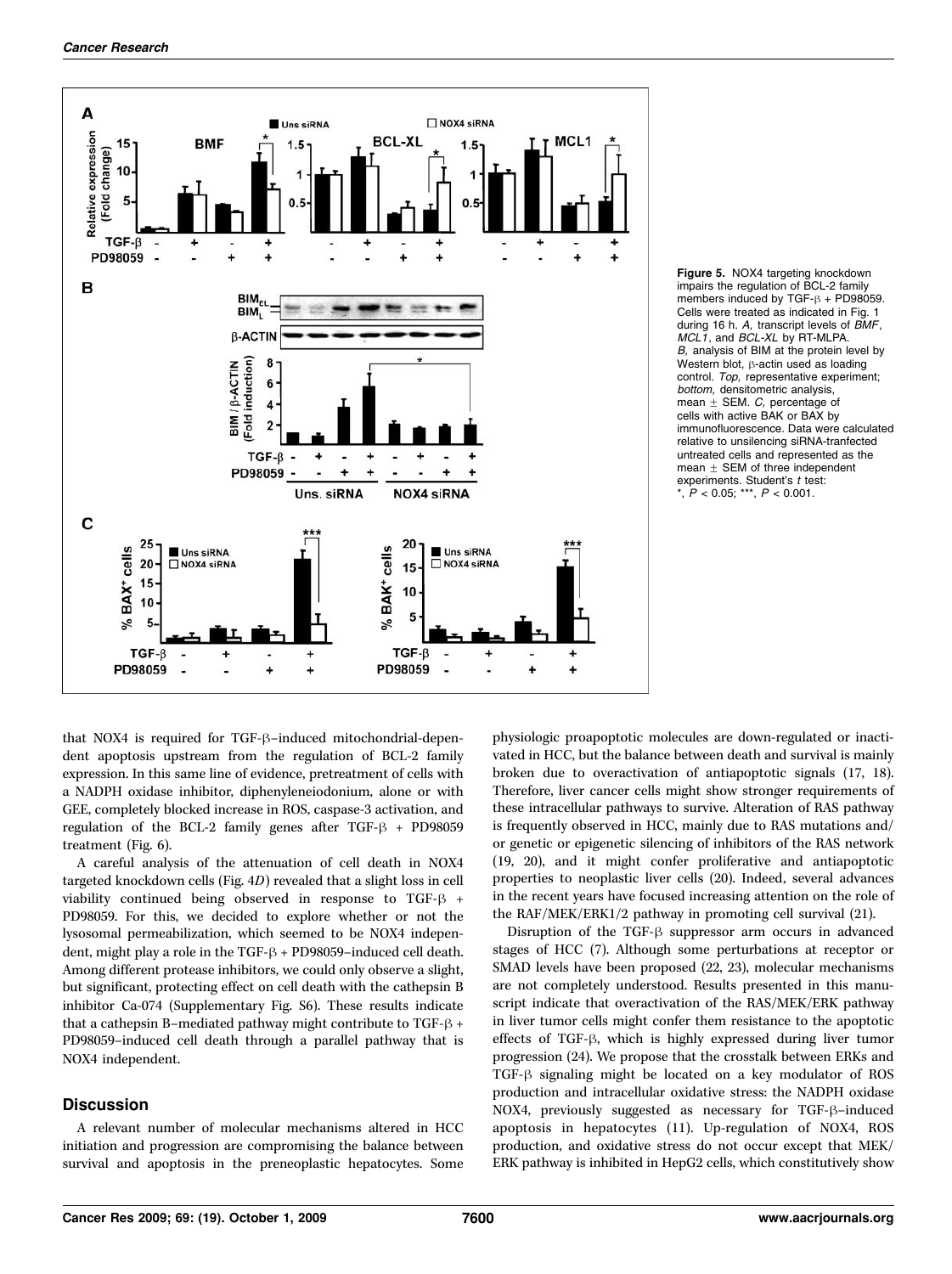**Figure 5.** NOX4 targeting knockdown impairs the regulation of BCL-2 family members induced by TGF-β + PD98059. Cells were treated as indicated in Fig. 1 during 16 h. *A,* transcript levels of *BMF*, *MCL1*, and *BCL-XL* by RT-MLPA. *B,* analysis of BIM at the protein level by Western blot, β-actin used as loading control. *Top,* representative experiment; *bottom,* densitometric analysis, mean ± SEM. *C,* percentage of cells with active BAK or BAX by immunofluorescence. Data were calculated relative to unsilencing siRNA-tranfected untreated cells and represented as the mean ± SEM of three independent experiments. Student's *t* test: *, $P < 0.05$; ***, $P < 0.001$.

that NOX4 is required for TGF-β–induced mitochondrial-dependent apoptosis upstream from the regulation of BCL-2 family expression. In this same line of evidence, pretreatment of cells with a NADPH oxidase inhibitor, diphenyleneiodonium, alone or with GEE, completely blocked increase in ROS, caspase-3 activation, and regulation of the BCL-2 family genes after TGF-β + PD98059 treatment (Fig. 6).

A careful analysis of the attenuation of cell death in NOX4 targeted knockdown cells (Fig. 4*D*) revealed that a slight loss in cell viability continued being observed in response to TGF-β + PD98059. For this, we decided to explore whether or not the lysosomal permeabilization, which seemed to be NOX4 independent, might play a role in the TGF-β + PD98059–induced cell death. Among different protease inhibitors, we could only observe a slight, but significant, protecting effect on cell death with the cathepsin B inhibitor Ca-074 (Supplementary Fig. S6). These results indicate that a cathepsin B–mediated pathway might contribute to TGF-β + PD98059–induced cell death through a parallel pathway that is NOX4 independent.

## Discussion

A relevant number of molecular mechanisms altered in HCC initiation and progression are compromising the balance between survival and apoptosis in the preneoplastic hepatocytes. Some physiologic proapoptotic molecules are down-regulated or inactivated in HCC, but the balance between death and survival is mainly broken due to overactivation of antiapoptotic signals (17, 18). Therefore, liver cancer cells might show stronger requirements of these intracellular pathways to survive. Alteration of RAS pathway is frequently observed in HCC, mainly due to RAS mutations and/or genetic or epigenetic silencing of inhibitors of the RAS network (19, 20), and it might confer proliferative and antiapoptotic properties to neoplastic liver cells (20). Indeed, several advances in the recent years have focused increasing attention on the role of the RAF/MEK/ERK1/2 pathway in promoting cell survival (21).

Disruption of the TGF-β suppressor arm occurs in advanced stages of HCC (7). Although some perturbations at receptor or SMAD levels have been proposed (22, 23), molecular mechanisms are not completely understood. Results presented in this manuscript indicate that overactivation of the RAS/MEK/ERK pathway in liver tumor cells might confer them resistance to the apoptotic effects of TGF-β, which is highly expressed during liver tumor progression (24). We propose that the crosstalk between ERKs and TGF-β signaling might be located on a key modulator of ROS production and intracellular oxidative stress: the NADPH oxidase NOX4, previously suggested as necessary for TGF-β–induced apoptosis in hepatocytes (11). Up-regulation of NOX4, ROS production, and oxidative stress do not occur except that MEK/ERK pathway is inhibited in HepG2 cells, which constitutively show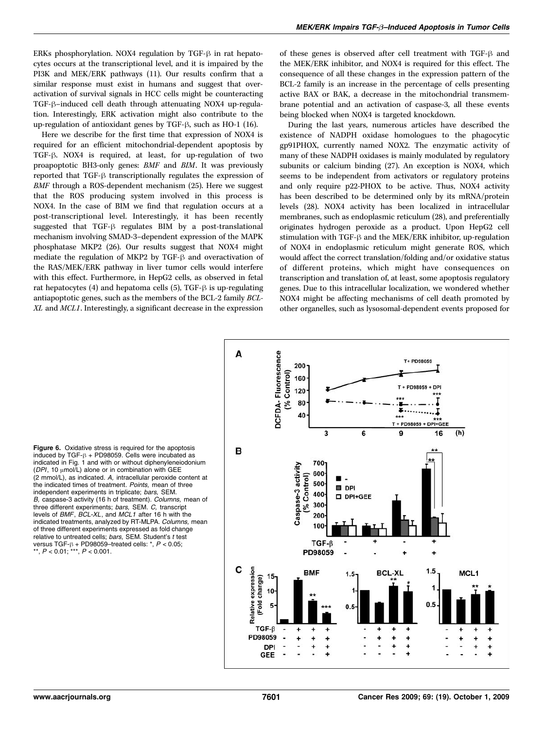ERKs phosphorylation. NOX4 regulation by TGF-β in rat hepatocytes occurs at the transcriptional level, and it is impaired by the PI3K and MEK/ERK pathways (11). Our results confirm that a similar response must exist in humans and suggest that overactivation of survival signals in HCC cells might be counteracting TGF-β–induced cell death through attenuating NOX4 up-regulation. Interestingly, ERK activation might also contribute to the up-regulation of antioxidant genes by TGF-β, such as HO-1 (16).

Here we describe for the first time that expression of NOX4 is required for an efficient mitochondrial-dependent apoptosis by TGF-β. NOX4 is required, at least, for up-regulation of two proapoptotic BH3-only genes: *BMF* and *BIM*. It was previously reported that TGF-β transcriptionally regulates the expression of *BMF* through a ROS-dependent mechanism (25). Here we suggest that the ROS producing system involved in this process is NOX4. In the case of BIM we find that regulation occurs at a post-transcriptional level. Interestingly, it has been recently suggested that TGF-β regulates BIM by a post-translational mechanism involving SMAD-3–dependent expression of the MAPK phosphatase MKP2 (26). Our results suggest that NOX4 might mediate the regulation of MKP2 by TGF-β and overactivation of the RAS/MEK/ERK pathway in liver tumor cells would interfere with this effect. Furthermore, in HepG2 cells, as observed in fetal rat hepatocytes (4) and hepatoma cells (5), TGF-β is up-regulating antiapoptotic genes, such as the members of the BCL-2 family *BCL-XL* and *MCL1*. Interestingly, a significant decrease in the expression of these genes is observed after cell treatment with TGF-β and the MEK/ERK inhibitor, and NOX4 is required for this effect. The consequence of all these changes in the expression pattern of the BCL-2 family is an increase in the percentage of cells presenting active BAX or BAK, a decrease in the mitochondrial transmembrane potential and an activation of caspase-3, all these events being blocked when NOX4 is targeted knockdown.

During the last years, numerous articles have described the existence of NADPH oxidase homologues to the phagocytic gp91PHOX, currently named NOX2. The enzymatic activity of many of these NADPH oxidases is mainly modulated by regulatory subunits or calcium binding (27). An exception is NOX4, which seems to be independent from activators or regulatory proteins and only require p22-PHOX to be active. Thus, NOX4 activity has been described to be determined only by its mRNA/protein levels (28). NOX4 activity has been localized in intracellular membranes, such as endoplasmic reticulum (28), and preferentially originates hydrogen peroxide as a product. Upon HepG2 cell stimulation with TGF-β and the MEK/ERK inhibitor, up-regulation of NOX4 in endoplasmic reticulum might generate ROS, which would affect the correct translation/folding and/or oxidative status of different proteins, which might have consequences on transcription and translation of, at least, some apoptosis regulatory genes. Due to this intracellular localization, we wondered whether NOX4 might be affecting mechanisms of cell death promoted by other organelles, such as lysosomal-dependent events proposed for

**Figure 6.** Oxidative stress is required for the apoptosis induced by TGF-β + PD98059. Cells were incubated as indicated in Fig. 1 and with or without diphenyleneiodonium (*DPI*, 10 μmol/L) alone or in combination with GEE (2 mmol/L), as indicated. *A,* intracellular peroxide content at the indicated times of treatment. *Points,* mean of three independent experiments in triplicate; *bars,* SEM. *B,* caspase-3 activity (16 h of treatment). *Columns,* mean of three different experiments; *bars,* SEM. *C,* transcript levels of *BMF*, *BCL-XL*, and *MCL1* after 16 h with the indicated treatments, analyzed by RT-MLPA. *Columns,* mean of three different experiments expressed as fold change relative to untreated cells; *bars,* SEM. Student's *t* test versus TGF-β + PD98059–treated cells: *, $P < 0.05$; **, $P < 0.01$; ***, $P < 0.001$.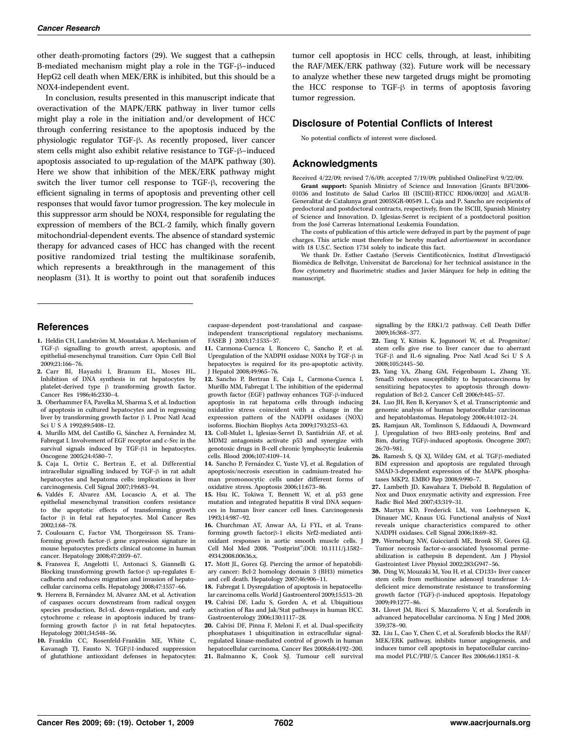other death-promoting factors (29). We suggest that a cathepsin B-mediated mechanism might play a role in the TGF-β–induced HepG2 cell death when MEK/ERK is inhibited, but this should be a NOX4-independent event.

In conclusion, results presented in this manuscript indicate that overactivation of the MAPK/ERK pathway in liver tumor cells might play a role in the initiation and/or development of HCC through conferring resistance to the apoptosis induced by the physiologic regulator TGF-β. As recently proposed, liver cancer stem cells might also exhibit relative resistance to TGF-β–induced apoptosis associated to up-regulation of the MAPK pathway (30). Here we show that inhibition of the MEK/ERK pathway might switch the liver tumor cell response to TGF-β, recovering the efficient signaling in terms of apoptosis and preventing other cell responses that would favor tumor progression. The key molecule in this suppressor arm should be NOX4, responsible for regulating the expression of members of the BCL-2 family, which finally govern mitochondrial-dependent events. The absence of standard systemic therapy for advanced cases of HCC has changed with the recent positive randomized trial testing the multikinase sorafenib, which represents a breakthrough in the management of this neoplasm (31). It is worthy to point out that sorafenib induces tumor cell apoptosis in HCC cells, through, at least, inhibiting the RAF/MEK/ERK pathway (32). Future work will be necessary to analyze whether these new targeted drugs might be promoting the HCC response to TGF-β in terms of apoptosis favoring tumor regression.

## Disclosure of Potential Conflicts of Interest

No potential conflicts of interest were disclosed.

## Acknowledgments

Received 4/22/09; revised 7/6/09; accepted 7/19/09; published OnlineFirst 9/22/09.

**Grant support:** Spanish Ministry of Science and Innovation [Grants BFU2006-01036 and Instituto de Salud Carlos III (ISCIII)-RTICC RD06/0020] and AGAUR-Generalitat de Catalunya grant 2005SGR-00549. L. Caja and P. Sancho are recipients of predoctoral and postdoctoral contracts, respectively, from the ISCIII, Spanish Ministry of Science and Innovation. D. Iglesias-Serret is recipient of a postdoctoral position from the José Carreras International Leukemia Foundation.

The costs of publication of this article were defrayed in part by the payment of page charges. This article must therefore be hereby marked *advertisement* in accordance with 18 U.S.C. Section 1734 solely to indicate this fact.

We thank Dr. Esther Castaño (Serveis Cientificotècnics, Institut d'Investigació Biomèdica de Bellvitge, Universitat de Barcelona) for her technical assistance in the flow cytometry and fluorimetric studies and Javier Márquez for help in editing the manuscript.

## References

1. Heldin CH, Landström M, Moustakas A. Mechanism of TGF-β signalling to growth arrest, apoptosis, and epithelial-mesenchymal transition. Curr Opin Cell Biol 2009;21:166–76.
2. Carr BI, Hayashi I, Branum EL, Moses HL. Inhibition of DNA synthesis in rat hepatocytes by platelet-derived type β transforming growth factor. Cancer Res 1986;46:2330–4.
3. Oberhammer FA, Pavelka M, Sharma S, et al. Induction of apoptosis in cultured hepatocytes and in regressing liver by transforming growth factor β 1. Proc Natl Acad Sci U S A 1992;89:5408–12.
4. Murillo MM, del Castillo G, Sánchez A, Fernández M, Fabregat I. Involvement of EGF receptor and c-Src in the survival signals induced by TGF-β1 in hepatocytes. Oncogene 2005;24:4580–7.
5. Caja L, Ortiz C, Bertran E, et al. Differential intracellular signalling induced by TGF-β in rat adult hepatocytes and hepatoma cells: implications in liver carcinogenesis. Cell Signal 2007;19:683–94.
6. Valdés F, Alvarez AM, Locascio A, et al. The epithelial mesenchymal transition confers resistance to the apoptotic effects of transforming growth factor β in fetal rat hepatocytes. Mol Cancer Res 2002;1:68–78.
7. Coulouarn C, Factor VM, Thorgeirsson SS. Transforming growth factor-β gene expression signature in mouse hepatocytes predicts clinical outcome in human cancer. Hepatology 2008;47:2059–67.
8. Fransvea E, Angelotti U, Antonaci S, Giannelli G. Blocking transforming growth factor-β up-regulates E-cadherin and reduces migration and invasion of hepatocellular carcinoma cells. Hepatology 2008;47:1557–66.
9. Herrera B, Fernández M, Alvarez AM, et al. Activation of caspases occurs downstream from radical oxygen species production, Bcl-xL down-regulation, and early cytochrome c release in apoptosis induced by transforming growth factor β in rat fetal hepatocytes. Hepatology 2001;34:548–56.
10. Franklin CC, Rosenfeld-Franklin ME, White C, Kavanagh TJ, Fausto N. TGFβ1-induced suppression of glutathione antioxidant defenses in hepatocytes: caspase-dependent post-translational and caspase-independent transcriptional regulatory mechanisms. FASEB J 2003;17:1535–37.
11. Carmona-Cuenca I, Roncero C, Sancho P, et al. Upregulation of the NADPH oxidase NOX4 by TGF-β in hepatocytes is required for its pro-apoptotic activity. J Hepatol 2008;49:965–76.
12. Sancho P, Bertran E, Caja L, Carmona-Cuenca I, Murillo MM, Fabregat I. The inhibition of the epidermal growth factor (EGF) pathway enhances TGF-β-induced apoptosis in rat hepatoma cells through inducing oxidative stress coincident with a change in the expression pattern of the NADPH oxidases (NOX) isoforms. Biochim Biophys Acta 2009;1793:253–63.
13. Coll-Mulet L, Iglesias-Serret D, Santidrián AF, et al. MDM2 antagonists activate p53 and synergize with genotoxic drugs in B-cell chronic lymphocytic leukemia cells. Blood 2006;107:4109–14.
14. Sancho P, Fernández C, Yuste VJ, et al. Regulation of apoptosis/necrosis execution in cadmium-treated human promonocytic cells under different forms of oxidative stress. Apoptosis 2006;11:673–86.
15. Hsu IC, Tokiwa T, Bennett W, et al. p53 gene mutation and integrated hepatitis B viral DNA sequences in human liver cancer cell lines. Carcinogenesis 1993;14:987–92.
16. Churchman AT, Anwar AA, Li FYL, et al. Transforming growth factorβ-1 elicits Nrf2-mediated antioxidant responses in aortic smooth muscle cells. J Cell Mol Med 2008. "Postprint";DOI: 10.1111/j.1582–4934.2008.00636.x.
17. Mott JL, Gores GJ. Piercing the armor of hepatobiliary cancer: Bcl-2 homology domain 3 (BH3) mimetics and cell death. Hepatology 2007;46:906–11.
18. Fabregat I. Dysregulation of apoptosis in hepatocellular carcinoma cells. World J Gastroenterol 2009;15:513–20.
19. Calvisi DF, Ladu S, Gorden A, et al. Ubiquitious activation of Ras and Jak/Stat pathways in human HCC. Gastroenterology 2006;130:1117–28.
20. Calvisi DF, Pinna F, Meloni F, et al. Dual-specificity phosphatases 1 ubiquitination in extracellular signal-regulated kinase-mediated control of growth in human hepatocellular carcinoma. Cancer Res 2008;68:4192–200.
21. Balmanno K, Cook SJ. Tumour cell survival signalling by the ERK1/2 pathway. Cell Death Differ 2009;16:368–377.
22. Tang Y, Kitisin K, Jogunoori W, et al. Progenitor/stem cells give rise to liver cancer due to aberrant TGF-β and IL-6 signaling. Proc Natl Acad Sci U S A 2008;105:2445–50.
23. Yang YA, Zhang GM, Feigenbaum L, Zhang YE. Smad3 reduces susceptibility to hepatocarcinoma by sensitizing hepatocytes to apoptosis through downregulation of Bcl-2. Cancer Cell 2006;9:445–57.
24. Luo JH, Ren B, Keryanov S, et al. Transcriptomic and genomic analysis of human hepatocellular carcinomas and hepatoblastomas. Hepatology 2006;44:1012–24.
25. Ramjaun AR, Tomlinson S, Eddaoudi A, Downward J. Upregulation of two BH3-only proteins, Bmf and Bim, during TGFβ-induced apoptosis. Oncogene 2007;26:70–981.
26. Ramesh S, Qi XJ, Wildey GM, et al. TGFβ-mediated BIM expression and apoptosis are regulated through SMAD-3-dependent expression of the MAPK phosphatases MKP2. EMBO Rep 2008;9:990–7.
27. Lambeth JD, Kawahara T, Diebold B. Regulation of Nox and Duox enzymatic activity and expression. Free Radic Biol Med 2007;43:319–31.
28. Martyn KD, Frederick LM, von Loehneysen K, Dinauer MC, Knaus UG. Functional analysis of Nox4 reveals unique characteristics compared to other NADPH oxidases. Cell Signal 2006;18:69–82.
29. Werneburg NW, Guicciardi ME, Bronk SF, Gores GJ. Tumor necrosis factor-α-associated lysosomal permeabilization is cathepsin B dependent. Am J Physiol Gastrointest Liver Physiol 2002;283:G947–56.
30. Ding W, Mouzaki M, You H, et al. CD133+ liver cancer stem cells from methionine adenosyl transferase 1A-deficient mice demonstrate resistance to transforming growth factor (TGF)-β-induced apoptosis. Hepatology 2009;49:1277–86.
31. Llovet JM, Ricci S, Mazzaferro V, et al. Sorafenib in advanced hepatocellular carcinoma. N Eng J Med 2008;359:378–90.
32. Liu L, Cao Y, Chen C, et al. Sorafenib blocks the RAF/MEK/ERK pathway, inhibits tumor angiogenesis, and induces tumor cell apoptosis in hepatocellular carcinoma model PLC/PRF/5. Cancer Res 2006;66:11851–8.